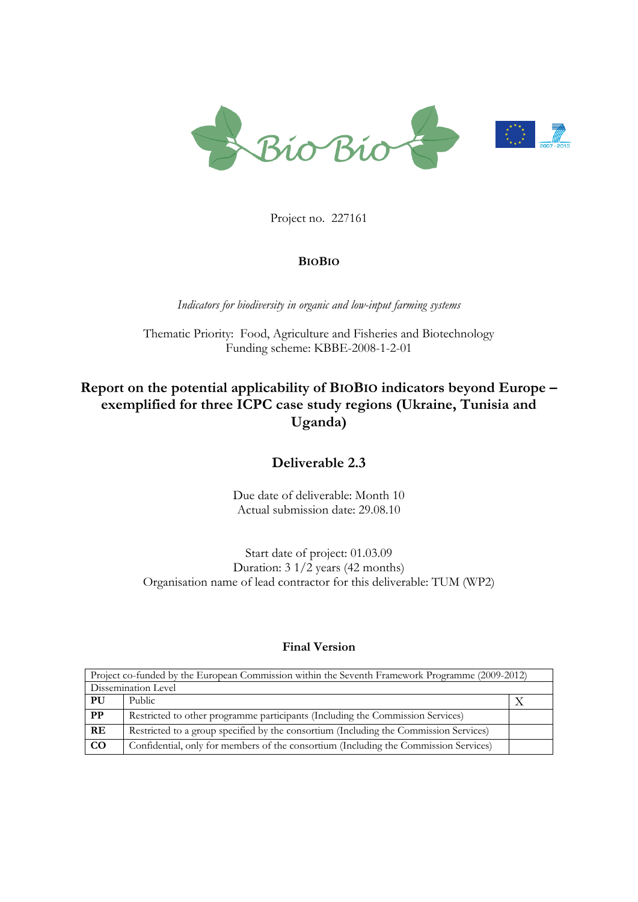Project no. 227161

**BIOBIO**

*Indicators for biodiversity in organic and low-input farming systems*

Thematic Priority: Food, Agriculture and Fisheries and Biotechnology
Funding scheme: KBBE-2008-1-2-01

# Report on the potential applicability of BIOBIO indicators beyond Europe – exemplified for three ICPC case study regions (Ukraine, Tunisia and Uganda)

## Deliverable 2.3

Due date of deliverable: Month 10
Actual submission date: 29.08.10

Start date of project: 01.03.09
Duration: 3 1/2 years (42 months)
Organisation name of lead contractor for this deliverable: TUM (WP2)

**Final Version**

| Project co-funded by the European Commission within the Seventh Framework Programme (2009-2012) | | |
|---|---|---|
| Dissemination Level | | |
| **PU** | Public | X |
| **PP** | Restricted to other programme participants (Including the Commission Services) | |
| **RE** | Restricted to a group specified by the consortium (Including the Commission Services) | |
| **CO** | Confidential, only for members of the consortium (Including the Commission Services) | |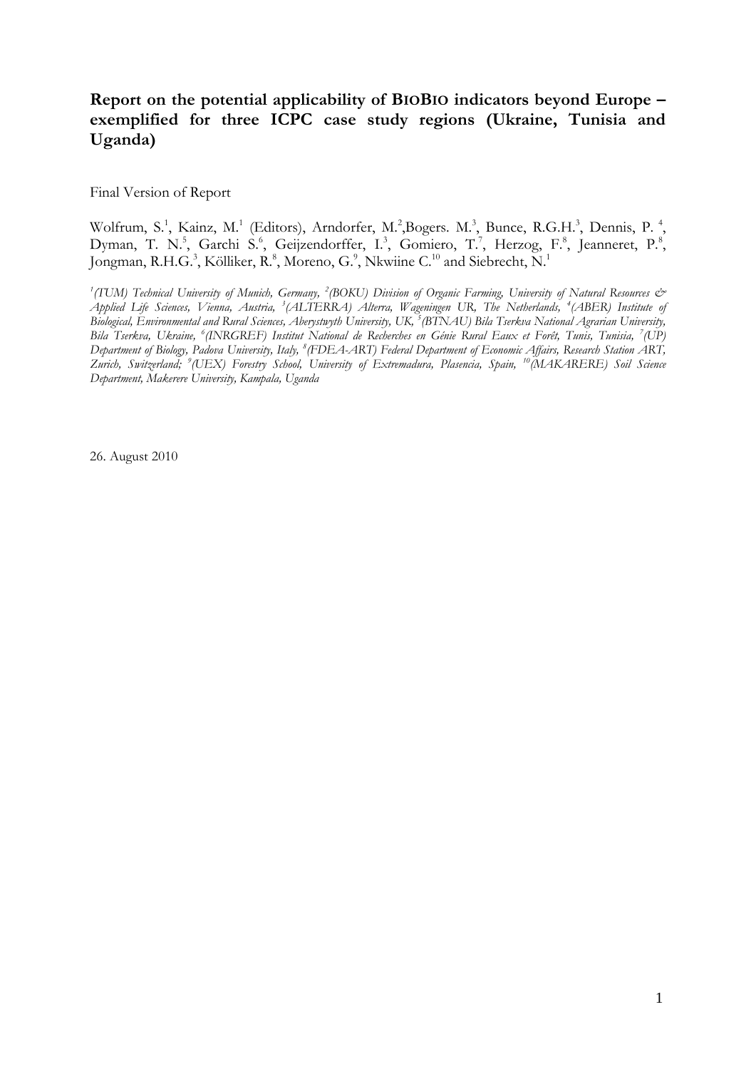**Report on the potential applicability of BIOBIO indicators beyond Europe – exemplified for three ICPC case study regions (Ukraine, Tunisia and Uganda)**

Final Version of Report

Wolfrum, S.[1], Kainz, M.[1] (Editors), Arndorfer, M.[2],Bogers. M.[3], Bunce, R.G.H.[3], Dennis, P. [4], Dyman, T. N.[5], Garchi S.[6], Geijzendorffer, I.[3], Gomiero, T.[7], Herzog, F.[8], Jeanneret, P.[8], Jongman, R.H.G.[3], Kölliker, R.[8], Moreno, G.[9], Nkwiine C.[10] and Siebrecht, N.[1]

*[1](TUM) Technical University of Munich, Germany, [2](BOKU) Division of Organic Farming, University of Natural Resources & Applied Life Sciences, Vienna, Austria, [3](ALTERRA) Alterra, Wageningen UR, The Netherlands, [4](ABER) Institute of Biological, Environmental and Rural Sciences, Aberystwyth University, UK, [5](BTNAU) Bila Tserkva National Agrarian University, Bila Tserkva, Ukraine, [6](INRGREF) Institut National de Recherches en Génie Rural Eaux et Forêt, Tunis, Tunisia, [7](UP) Department of Biology, Padova University, Italy, [8](FDEA-ART) Federal Department of Economic Affairs, Research Station ART, Zurich, Switzerland; [9](UEX) Forestry School, University of Extremadura, Plasencia, Spain, [10](MAKARERE) Soil Science Department, Makerere University, Kampala, Uganda*

26. August 2010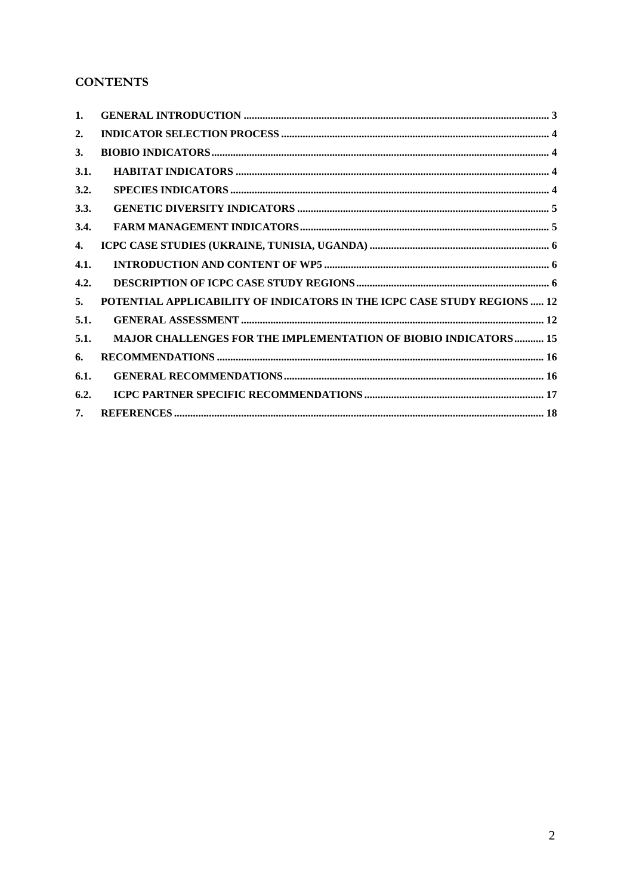## CONTENTS

| | | |
|---|---|---|
| 1. | GENERAL INTRODUCTION | 3 |
| 2. | INDICATOR SELECTION PROCESS | 4 |
| 3. | BIOBIO INDICATORS | 4 |
| 3.1. | HABITAT INDICATORS | 4 |
| 3.2. | SPECIES INDICATORS | 4 |
| 3.3. | GENETIC DIVERSITY INDICATORS | 5 |
| 3.4. | FARM MANAGEMENT INDICATORS | 5 |
| 4. | ICPC CASE STUDIES (UKRAINE, TUNISIA, UGANDA) | 6 |
| 4.1. | INTRODUCTION AND CONTENT OF WP5 | 6 |
| 4.2. | DESCRIPTION OF ICPC CASE STUDY REGIONS | 6 |
| 5. | POTENTIAL APPLICABILITY OF INDICATORS IN THE ICPC CASE STUDY REGIONS | 12 |
| 5.1. | GENERAL ASSESSMENT | 12 |
| 5.1. | MAJOR CHALLENGES FOR THE IMPLEMENTATION OF BIOBIO INDICATORS | 15 |
| 6. | RECOMMENDATIONS | 16 |
| 6.1. | GENERAL RECOMMENDATIONS | 16 |
| 6.2. | ICPC PARTNER SPECIFIC RECOMMENDATIONS | 17 |
| 7. | REFERENCES | 18 |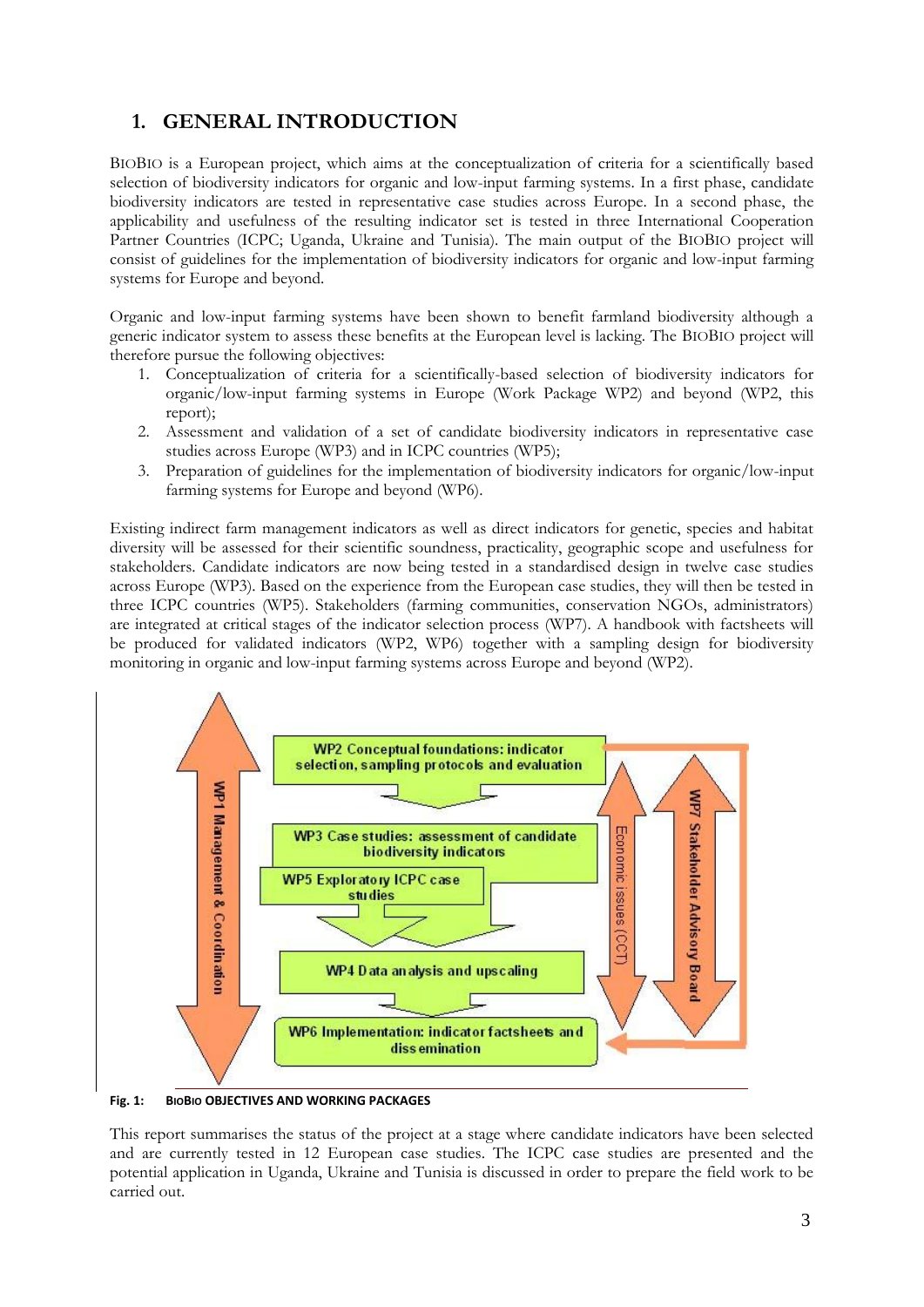## 1. GENERAL INTRODUCTION

BIOBIO is a European project, which aims at the conceptualization of criteria for a scientifically based selection of biodiversity indicators for organic and low-input farming systems. In a first phase, candidate biodiversity indicators are tested in representative case studies across Europe. In a second phase, the applicability and usefulness of the resulting indicator set is tested in three International Cooperation Partner Countries (ICPC; Uganda, Ukraine and Tunisia). The main output of the BIOBIO project will consist of guidelines for the implementation of biodiversity indicators for organic and low-input farming systems for Europe and beyond.

Organic and low-input farming systems have been shown to benefit farmland biodiversity although a generic indicator system to assess these benefits at the European level is lacking. The BIOBIO project will therefore pursue the following objectives:

1. Conceptualization of criteria for a scientifically-based selection of biodiversity indicators for organic/low-input farming systems in Europe (Work Package WP2) and beyond (WP2, this report);
2. Assessment and validation of a set of candidate biodiversity indicators in representative case studies across Europe (WP3) and in ICPC countries (WP5);
3. Preparation of guidelines for the implementation of biodiversity indicators for organic/low-input farming systems for Europe and beyond (WP6).

Existing indirect farm management indicators as well as direct indicators for genetic, species and habitat diversity will be assessed for their scientific soundness, practicality, geographic scope and usefulness for stakeholders. Candidate indicators are now being tested in a standardised design in twelve case studies across Europe (WP3). Based on the experience from the European case studies, they will then be tested in three ICPC countries (WP5). Stakeholders (farming communities, conservation NGOs, administrators) are integrated at critical stages of the indicator selection process (WP7). A handbook with factsheets will be produced for validated indicators (WP2, WP6) together with a sampling design for biodiversity monitoring in organic and low-input farming systems across Europe and beyond (WP2).

WP1 Management & Coordination

WP2 Conceptual foundations: indicator selection, sampling protocols and evaluation

WP3 Case studies: assessment of candidate biodiversity indicators

WP5 Exploratory ICPC case studies

WP4 Data analysis and upscaling

WP6 Implementation: indicator factsheets and dissemination

Economic issues (CCT)

WP7 Stakeholder Advisory Board

**Fig. 1: BIOBIO OBJECTIVES AND WORKING PACKAGES**

This report summarises the status of the project at a stage where candidate indicators have been selected and are currently tested in 12 European case studies. The ICPC case studies are presented and the potential application in Uganda, Ukraine and Tunisia is discussed in order to prepare the field work to be carried out.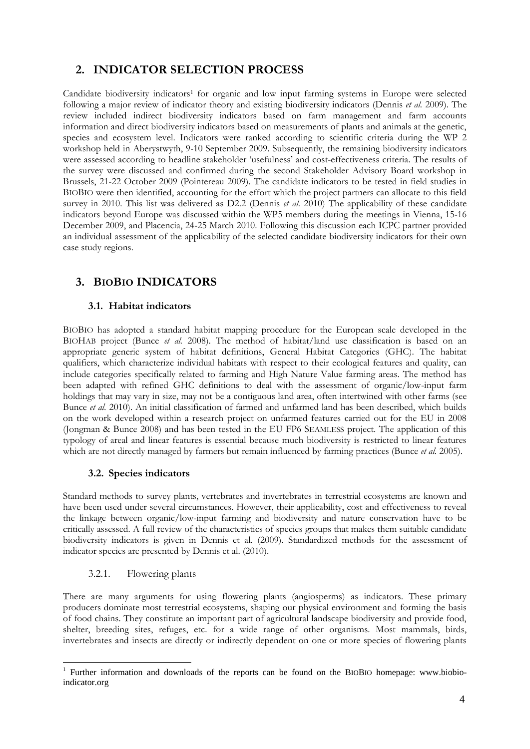## 2. INDICATOR SELECTION PROCESS

Candidate biodiversity indicators[1] for organic and low input farming systems in Europe were selected following a major review of indicator theory and existing biodiversity indicators (Dennis *et al.* 2009). The review included indirect biodiversity indicators based on farm management and farm accounts information and direct biodiversity indicators based on measurements of plants and animals at the genetic, species and ecosystem level. Indicators were ranked according to scientific criteria during the WP 2 workshop held in Aberystwyth, 9-10 September 2009. Subsequently, the remaining biodiversity indicators were assessed according to headline stakeholder 'usefulness' and cost-effectiveness criteria. The results of the survey were discussed and confirmed during the second Stakeholder Advisory Board workshop in Brussels, 21-22 October 2009 (Pointereau 2009). The candidate indicators to be tested in field studies in BIOBIO were then identified, accounting for the effort which the project partners can allocate to this field survey in 2010. This list was delivered as D2.2 (Dennis *et al.* 2010) The applicability of these candidate indicators beyond Europe was discussed within the WP5 members during the meetings in Vienna, 15-16 December 2009, and Placencia, 24-25 March 2010. Following this discussion each ICPC partner provided an individual assessment of the applicability of the selected candidate biodiversity indicators for their own case study regions.

## 3. BIOBIO INDICATORS

### 3.1. Habitat indicators

BIOBIO has adopted a standard habitat mapping procedure for the European scale developed in the BIOHAB project (Bunce *et al.* 2008). The method of habitat/land use classification is based on an appropriate generic system of habitat definitions, General Habitat Categories (GHC). The habitat qualifiers, which characterize individual habitats with respect to their ecological features and quality, can include categories specifically related to farming and High Nature Value farming areas. The method has been adapted with refined GHC definitions to deal with the assessment of organic/low-input farm holdings that may vary in size, may not be a contiguous land area, often intertwined with other farms (see Bunce *et al.* 2010). An initial classification of farmed and unfarmed land has been described, which builds on the work developed within a research project on unfarmed features carried out for the EU in 2008 (Jongman & Bunce 2008) and has been tested in the EU FP6 SEAMLESS project. The application of this typology of areal and linear features is essential because much biodiversity is restricted to linear features which are not directly managed by farmers but remain influenced by farming practices (Bunce *et al.* 2005).

### 3.2. Species indicators

Standard methods to survey plants, vertebrates and invertebrates in terrestrial ecosystems are known and have been used under several circumstances. However, their applicability, cost and effectiveness to reveal the linkage between organic/low-input farming and biodiversity and nature conservation have to be critically assessed. A full review of the characteristics of species groups that makes them suitable candidate biodiversity indicators is given in Dennis et al. (2009). Standardized methods for the assessment of indicator species are presented by Dennis et al. (2010).

#### 3.2.1. Flowering plants

There are many arguments for using flowering plants (angiosperms) as indicators. These primary producers dominate most terrestrial ecosystems, shaping our physical environment and forming the basis of food chains. They constitute an important part of agricultural landscape biodiversity and provide food, shelter, breeding sites, refuges, etc. for a wide range of other organisms. Most mammals, birds, invertebrates and insects are directly or indirectly dependent on one or more species of flowering plants

[1] Further information and downloads of the reports can be found on the BIOBIO homepage: www.biobio-indicator.org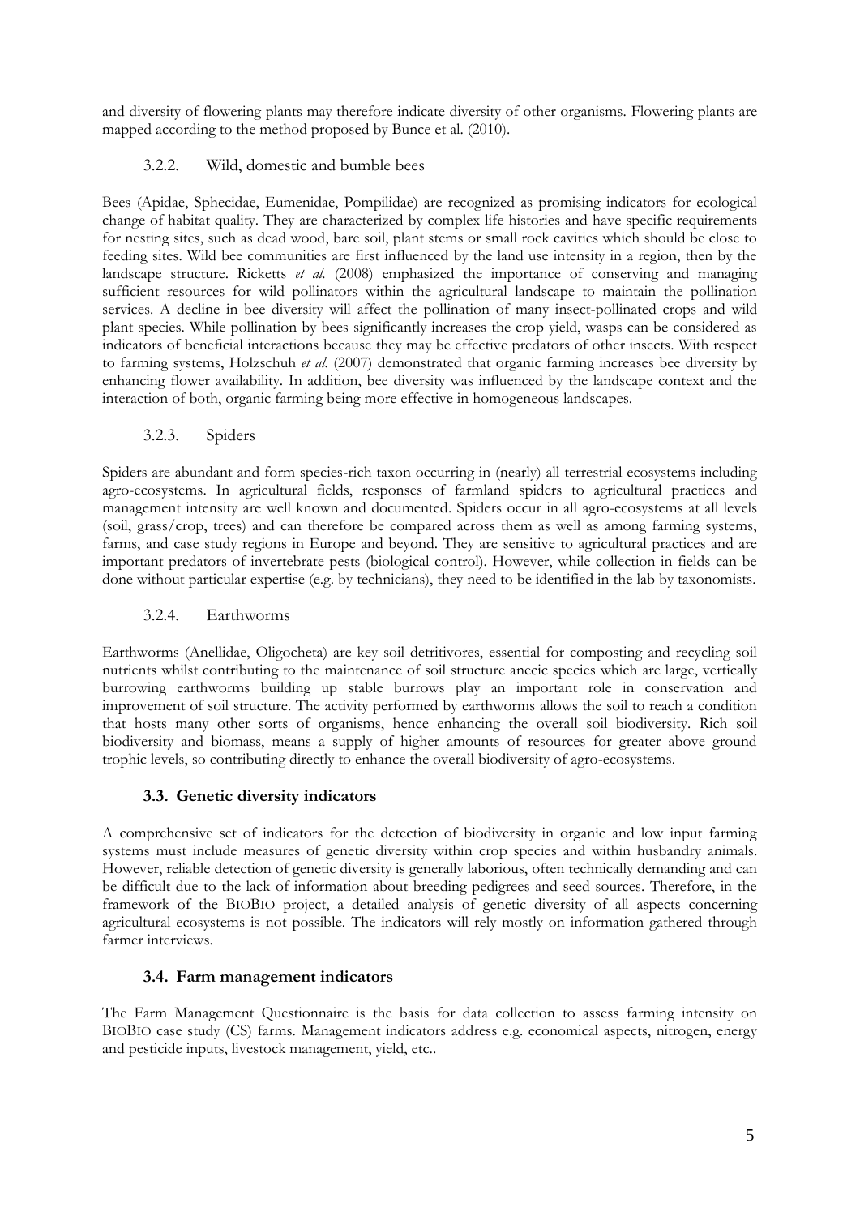and diversity of flowering plants may therefore indicate diversity of other organisms. Flowering plants are mapped according to the method proposed by Bunce et al. (2010).

#### 3.2.2. Wild, domestic and bumble bees

Bees (Apidae, Sphecidae, Eumenidae, Pompilidae) are recognized as promising indicators for ecological change of habitat quality. They are characterized by complex life histories and have specific requirements for nesting sites, such as dead wood, bare soil, plant stems or small rock cavities which should be close to feeding sites. Wild bee communities are first influenced by the land use intensity in a region, then by the landscape structure. Ricketts *et al.* (2008) emphasized the importance of conserving and managing sufficient resources for wild pollinators within the agricultural landscape to maintain the pollination services. A decline in bee diversity will affect the pollination of many insect-pollinated crops and wild plant species. While pollination by bees significantly increases the crop yield, wasps can be considered as indicators of beneficial interactions because they may be effective predators of other insects. With respect to farming systems, Holzschuh *et al.* (2007) demonstrated that organic farming increases bee diversity by enhancing flower availability. In addition, bee diversity was influenced by the landscape context and the interaction of both, organic farming being more effective in homogeneous landscapes.

#### 3.2.3. Spiders

Spiders are abundant and form species-rich taxon occurring in (nearly) all terrestrial ecosystems including agro-ecosystems. In agricultural fields, responses of farmland spiders to agricultural practices and management intensity are well known and documented. Spiders occur in all agro-ecosystems at all levels (soil, grass/crop, trees) and can therefore be compared across them as well as among farming systems, farms, and case study regions in Europe and beyond. They are sensitive to agricultural practices and are important predators of invertebrate pests (biological control). However, while collection in fields can be done without particular expertise (e.g. by technicians), they need to be identified in the lab by taxonomists.

#### 3.2.4. Earthworms

Earthworms (Anellidae, Oligocheta) are key soil detritivores, essential for composting and recycling soil nutrients whilst contributing to the maintenance of soil structure anecic species which are large, vertically burrowing earthworms building up stable burrows play an important role in conservation and improvement of soil structure. The activity performed by earthworms allows the soil to reach a condition that hosts many other sorts of organisms, hence enhancing the overall soil biodiversity. Rich soil biodiversity and biomass, means a supply of higher amounts of resources for greater above ground trophic levels, so contributing directly to enhance the overall biodiversity of agro-ecosystems.

### 3.3. Genetic diversity indicators

A comprehensive set of indicators for the detection of biodiversity in organic and low input farming systems must include measures of genetic diversity within crop species and within husbandry animals. However, reliable detection of genetic diversity is generally laborious, often technically demanding and can be difficult due to the lack of information about breeding pedigrees and seed sources. Therefore, in the framework of the BIOBIO project, a detailed analysis of genetic diversity of all aspects concerning agricultural ecosystems is not possible. The indicators will rely mostly on information gathered through farmer interviews.

### 3.4. Farm management indicators

The Farm Management Questionnaire is the basis for data collection to assess farming intensity on BIOBIO case study (CS) farms. Management indicators address e.g. economical aspects, nitrogen, energy and pesticide inputs, livestock management, yield, etc..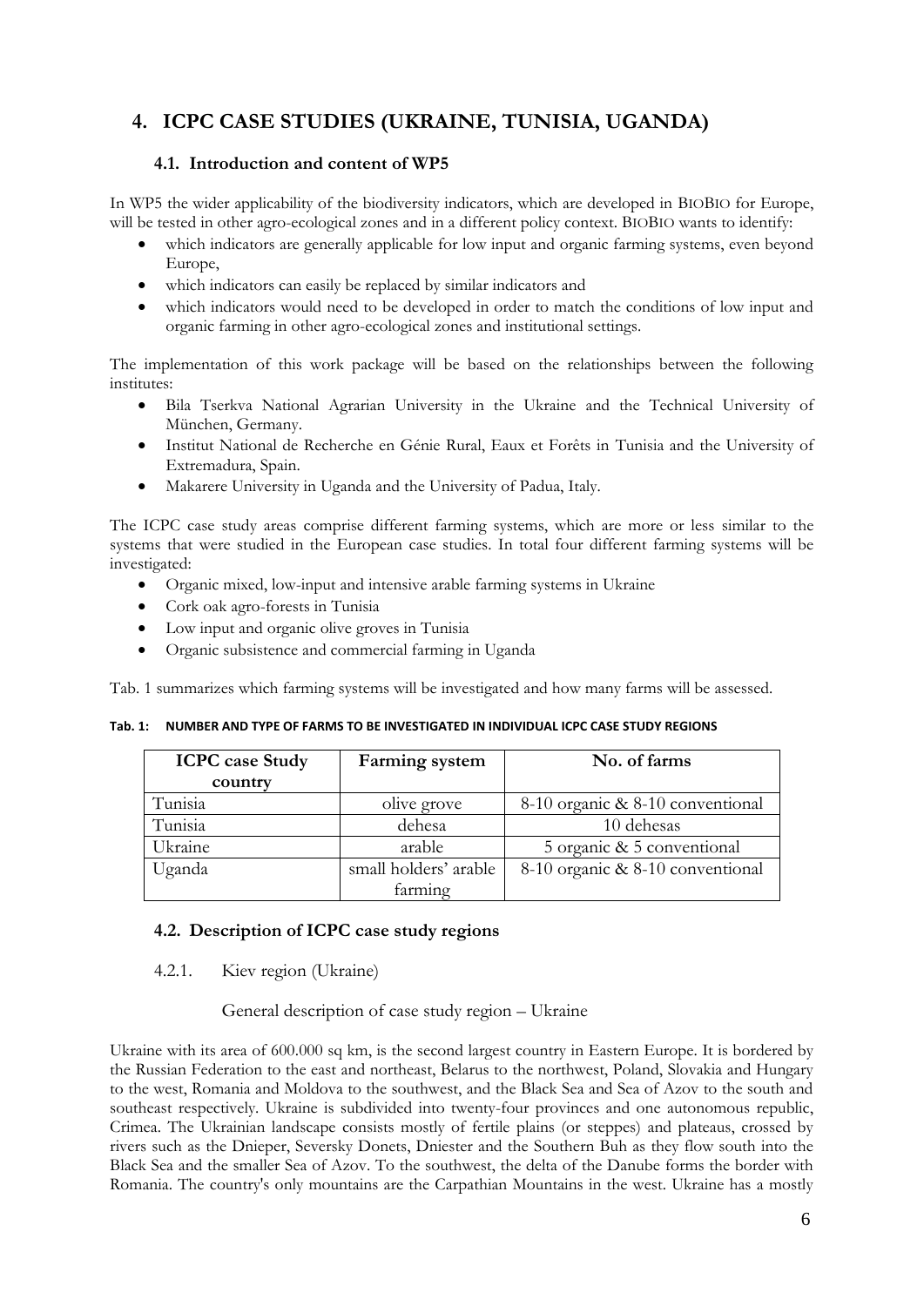# 4. ICPC CASE STUDIES (UKRAINE, TUNISIA, UGANDA)

## 4.1. Introduction and content of WP5

In WP5 the wider applicability of the biodiversity indicators, which are developed in BIOBIO for Europe, will be tested in other agro-ecological zones and in a different policy context. BIOBIO wants to identify:

- which indicators are generally applicable for low input and organic farming systems, even beyond Europe,
- which indicators can easily be replaced by similar indicators and
- which indicators would need to be developed in order to match the conditions of low input and organic farming in other agro-ecological zones and institutional settings.

The implementation of this work package will be based on the relationships between the following institutes:

- Bila Tserkva National Agrarian University in the Ukraine and the Technical University of München, Germany.
- Institut National de Recherche en Génie Rural, Eaux et Forêts in Tunisia and the University of Extremadura, Spain.
- Makarere University in Uganda and the University of Padua, Italy.

The ICPC case study areas comprise different farming systems, which are more or less similar to the systems that were studied in the European case studies. In total four different farming systems will be investigated:

- Organic mixed, low-input and intensive arable farming systems in Ukraine
- Cork oak agro-forests in Tunisia
- Low input and organic olive groves in Tunisia
- Organic subsistence and commercial farming in Uganda

Tab. 1 summarizes which farming systems will be investigated and how many farms will be assessed.

**Tab. 1: NUMBER AND TYPE OF FARMS TO BE INVESTIGATED IN INDIVIDUAL ICPC CASE STUDY REGIONS**

| ICPC case Study country | Farming system | No. of farms |
|---|---|---|
| Tunisia | olive grove | 8-10 organic & 8-10 conventional |
| Tunisia | dehesa | 10 dehesas |
| Ukraine | arable | 5 organic & 5 conventional |
| Uganda | small holders' arable farming | 8-10 organic & 8-10 conventional |

## 4.2. Description of ICPC case study regions

### 4.2.1. Kiev region (Ukraine)

General description of case study region – Ukraine

Ukraine with its area of 600.000 sq km, is the second largest country in Eastern Europe. It is bordered by the Russian Federation to the east and northeast, Belarus to the northwest, Poland, Slovakia and Hungary to the west, Romania and Moldova to the southwest, and the Black Sea and Sea of Azov to the south and southeast respectively. Ukraine is subdivided into twenty-four provinces and one autonomous republic, Crimea. The Ukrainian landscape consists mostly of fertile plains (or steppes) and plateaus, crossed by rivers such as the Dnieper, Seversky Donets, Dniester and the Southern Buh as they flow south into the Black Sea and the smaller Sea of Azov. To the southwest, the delta of the Danube forms the border with Romania. The country's only mountains are the Carpathian Mountains in the west. Ukraine has a mostly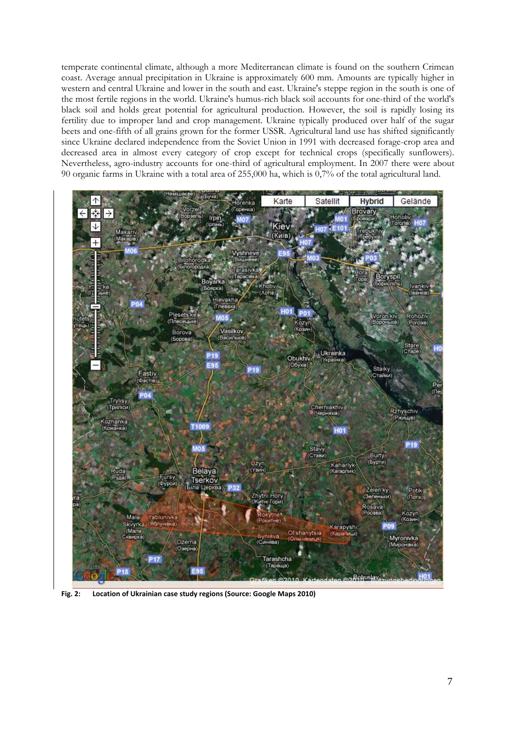temperate continental climate, although a more Mediterranean climate is found on the southern Crimean coast. Average annual precipitation in Ukraine is approximately 600 mm. Amounts are typically higher in western and central Ukraine and lower in the south and east. Ukraine's steppe region in the south is one of the most fertile regions in the world. Ukraine's humus-rich black soil accounts for one-third of the world's black soil and holds great potential for agricultural production. However, the soil is rapidly losing its fertility due to improper land and crop management. Ukraine typically produced over half of the sugar beets and one-fifth of all grains grown for the former USSR. Agricultural land use has shifted significantly since Ukraine declared independence from the Soviet Union in 1991 with decreased forage-crop area and decreased area in almost every category of crop except for technical crops (specifically sunflowers). Nevertheless, agro-industry accounts for one-third of agricultural employment. In 2007 there were about 90 organic farms in Ukraine with a total area of 255,000 ha, which is 0,7% of the total agricultural land.

**Fig. 2: Location of Ukrainian case study regions (Source: Google Maps 2010)**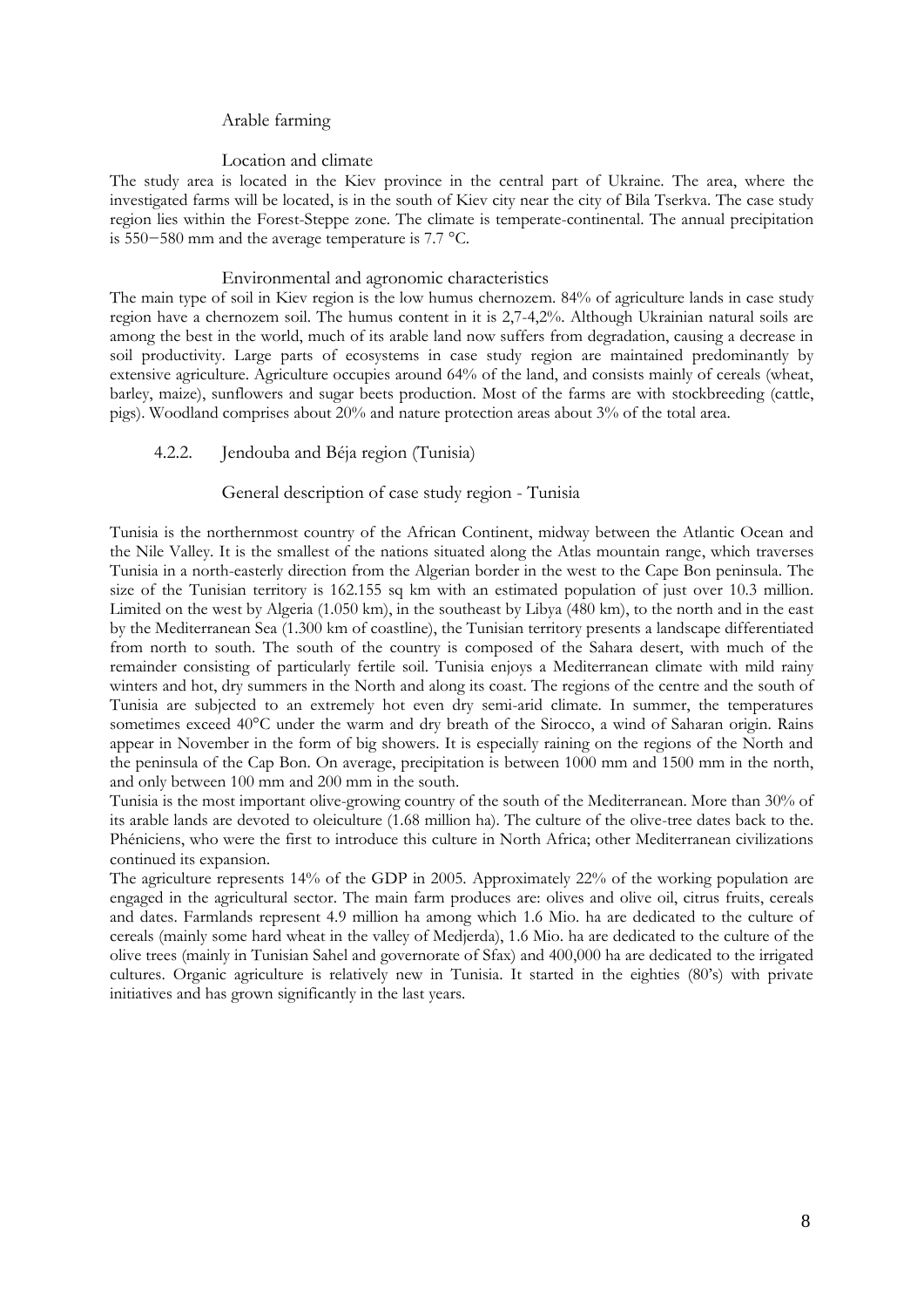#### Arable farming

#### Location and climate

The study area is located in the Kiev province in the central part of Ukraine. The area, where the investigated farms will be located, is in the south of Kiev city near the city of Bila Tserkva. The case study region lies within the Forest-Steppe zone. The climate is temperate-continental. The annual precipitation is 550−580 mm and the average temperature is 7.7 °C.

#### Environmental and agronomic characteristics

The main type of soil in Kiev region is the low humus chernozem. 84% of agriculture lands in case study region have a chernozem soil. The humus content in it is 2,7-4,2%. Although Ukrainian natural soils are among the best in the world, much of its arable land now suffers from degradation, causing a decrease in soil productivity. Large parts of ecosystems in case study region are maintained predominantly by extensive agriculture. Agriculture occupies around 64% of the land, and consists mainly of cereals (wheat, barley, maize), sunflowers and sugar beets production. Most of the farms are with stockbreeding (cattle, pigs). Woodland comprises about 20% and nature protection areas about 3% of the total area.

### 4.2.2. Jendouba and Béja region (Tunisia)

#### General description of case study region - Tunisia

Tunisia is the northernmost country of the African Continent, midway between the Atlantic Ocean and the Nile Valley. It is the smallest of the nations situated along the Atlas mountain range, which traverses Tunisia in a north-easterly direction from the Algerian border in the west to the Cape Bon peninsula. The size of the Tunisian territory is 162.155 sq km with an estimated population of just over 10.3 million. Limited on the west by Algeria (1.050 km), in the southeast by Libya (480 km), to the north and in the east by the Mediterranean Sea (1.300 km of coastline), the Tunisian territory presents a landscape differentiated from north to south. The south of the country is composed of the Sahara desert, with much of the remainder consisting of particularly fertile soil. Tunisia enjoys a Mediterranean climate with mild rainy winters and hot, dry summers in the North and along its coast. The regions of the centre and the south of Tunisia are subjected to an extremely hot even dry semi-arid climate. In summer, the temperatures sometimes exceed 40°C under the warm and dry breath of the Sirocco, a wind of Saharan origin. Rains appear in November in the form of big showers. It is especially raining on the regions of the North and the peninsula of the Cap Bon. On average, precipitation is between 1000 mm and 1500 mm in the north, and only between 100 mm and 200 mm in the south.

Tunisia is the most important olive-growing country of the south of the Mediterranean. More than 30% of its arable lands are devoted to oleiculture (1.68 million ha). The culture of the olive-tree dates back to the. Phéniciens, who were the first to introduce this culture in North Africa; other Mediterranean civilizations continued its expansion.

The agriculture represents 14% of the GDP in 2005. Approximately 22% of the working population are engaged in the agricultural sector. The main farm produces are: olives and olive oil, citrus fruits, cereals and dates. Farmlands represent 4.9 million ha among which 1.6 Mio. ha are dedicated to the culture of cereals (mainly some hard wheat in the valley of Medjerda), 1.6 Mio. ha are dedicated to the culture of the olive trees (mainly in Tunisian Sahel and governorate of Sfax) and 400,000 ha are dedicated to the irrigated cultures. Organic agriculture is relatively new in Tunisia. It started in the eighties (80's) with private initiatives and has grown significantly in the last years.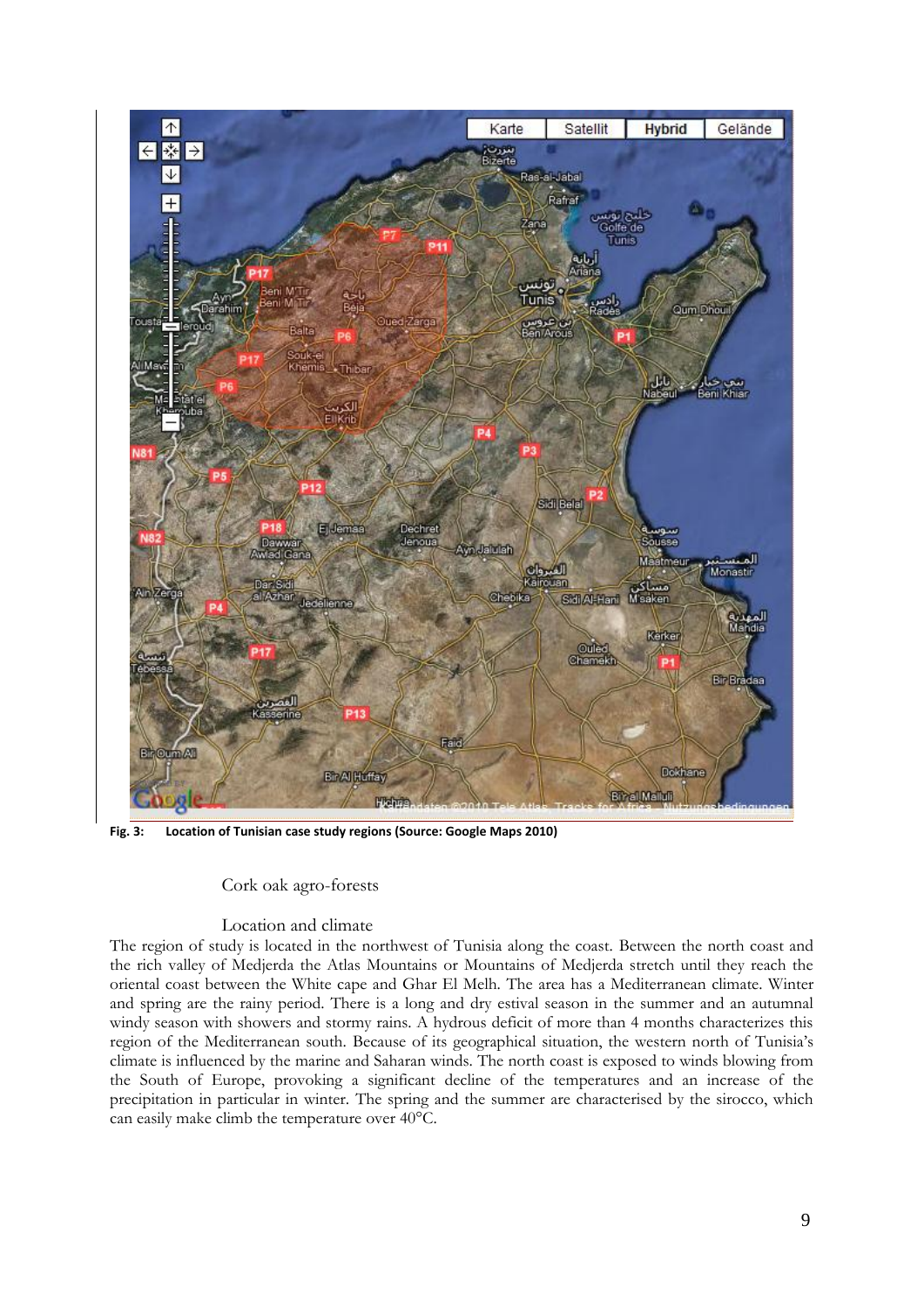Fig. 3: Location of Tunisian case study regions (Source: Google Maps 2010)

### Cork oak agro-forests

#### Location and climate

The region of study is located in the northwest of Tunisia along the coast. Between the north coast and the rich valley of Medjerda the Atlas Mountains or Mountains of Medjerda stretch until they reach the oriental coast between the White cape and Ghar El Melh. The area has a Mediterranean climate. Winter and spring are the rainy period. There is a long and dry estival season in the summer and an autumnal windy season with showers and stormy rains. A hydrous deficit of more than 4 months characterizes this region of the Mediterranean south. Because of its geographical situation, the western north of Tunisia's climate is influenced by the marine and Saharan winds. The north coast is exposed to winds blowing from the South of Europe, provoking a significant decline of the temperatures and an increase of the precipitation in particular in winter. The spring and the summer are characterised by the sirocco, which can easily make climb the temperature over 40°C.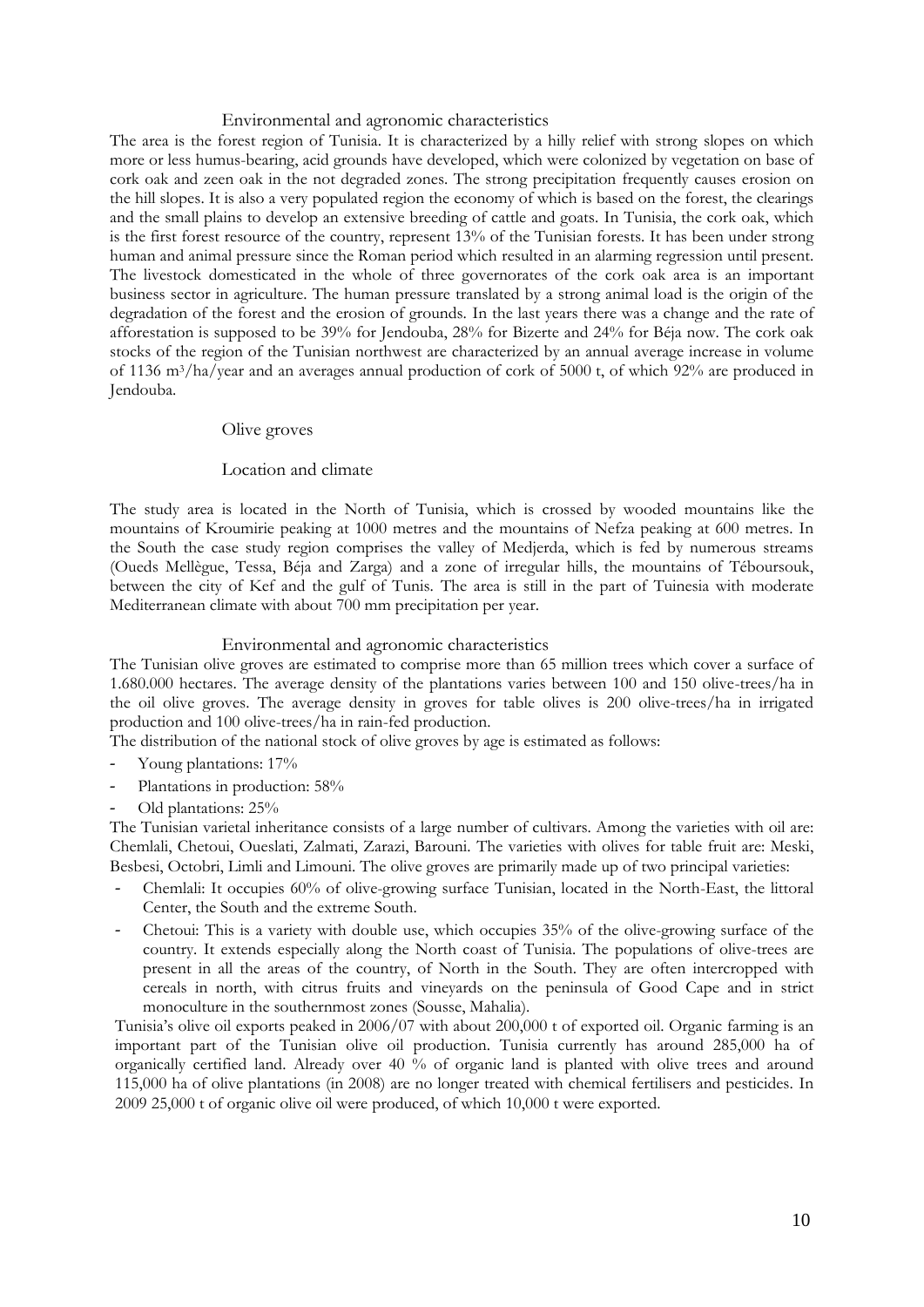### Environmental and agronomic characteristics

The area is the forest region of Tunisia. It is characterized by a hilly relief with strong slopes on which more or less humus-bearing, acid grounds have developed, which were colonized by vegetation on base of cork oak and zeen oak in the not degraded zones. The strong precipitation frequently causes erosion on the hill slopes. It is also a very populated region the economy of which is based on the forest, the clearings and the small plains to develop an extensive breeding of cattle and goats. In Tunisia, the cork oak, which is the first forest resource of the country, represent 13% of the Tunisian forests. It has been under strong human and animal pressure since the Roman period which resulted in an alarming regression until present. The livestock domesticated in the whole of three governorates of the cork oak area is an important business sector in agriculture. The human pressure translated by a strong animal load is the origin of the degradation of the forest and the erosion of grounds. In the last years there was a change and the rate of afforestation is supposed to be 39% for Jendouba, 28% for Bizerte and 24% for Béja now. The cork oak stocks of the region of the Tunisian northwest are characterized by an annual average increase in volume of 1136 $m^3$/ha/year and an averages annual production of cork of 5000 t, of which 92% are produced in Jendouba.

## Olive groves

### Location and climate

The study area is located in the North of Tunisia, which is crossed by wooded mountains like the mountains of Kroumirie peaking at 1000 metres and the mountains of Nefza peaking at 600 metres. In the South the case study region comprises the valley of Medjerda, which is fed by numerous streams (Oueds Mellègue, Tessa, Béja and Zarga) and a zone of irregular hills, the mountains of Téboursouk, between the city of Kef and the gulf of Tunis. The area is still in the part of Tuinesia with moderate Mediterranean climate with about 700 mm precipitation per year.

### Environmental and agronomic characteristics

The Tunisian olive groves are estimated to comprise more than 65 million trees which cover a surface of 1.680.000 hectares. The average density of the plantations varies between 100 and 150 olive-trees/ha in the oil olive groves. The average density in groves for table olives is 200 olive-trees/ha in irrigated production and 100 olive-trees/ha in rain-fed production.

The distribution of the national stock of olive groves by age is estimated as follows:

- Young plantations: 17%
- Plantations in production: 58%
- Old plantations: 25%

The Tunisian varietal inheritance consists of a large number of cultivars. Among the varieties with oil are: Chemlali, Chetoui, Oueslati, Zalmati, Zarazi, Barouni. The varieties with olives for table fruit are: Meski, Besbesi, Octobri, Limli and Limouni. The olive groves are primarily made up of two principal varieties:

- Chemlali: It occupies 60% of olive-growing surface Tunisian, located in the North-East, the littoral Center, the South and the extreme South.
- Chetoui: This is a variety with double use, which occupies 35% of the olive-growing surface of the country. It extends especially along the North coast of Tunisia. The populations of olive-trees are present in all the areas of the country, of North in the South. They are often intercropped with cereals in north, with citrus fruits and vineyards on the peninsula of Good Cape and in strict monoculture in the southernmost zones (Sousse, Mahalia).

Tunisia's olive oil exports peaked in 2006/07 with about 200,000 t of exported oil. Organic farming is an important part of the Tunisian olive oil production. Tunisia currently has around 285,000 ha of organically certified land. Already over 40 % of organic land is planted with olive trees and around 115,000 ha of olive plantations (in 2008) are no longer treated with chemical fertilisers and pesticides. In 2009 25,000 t of organic olive oil were produced, of which 10,000 t were exported.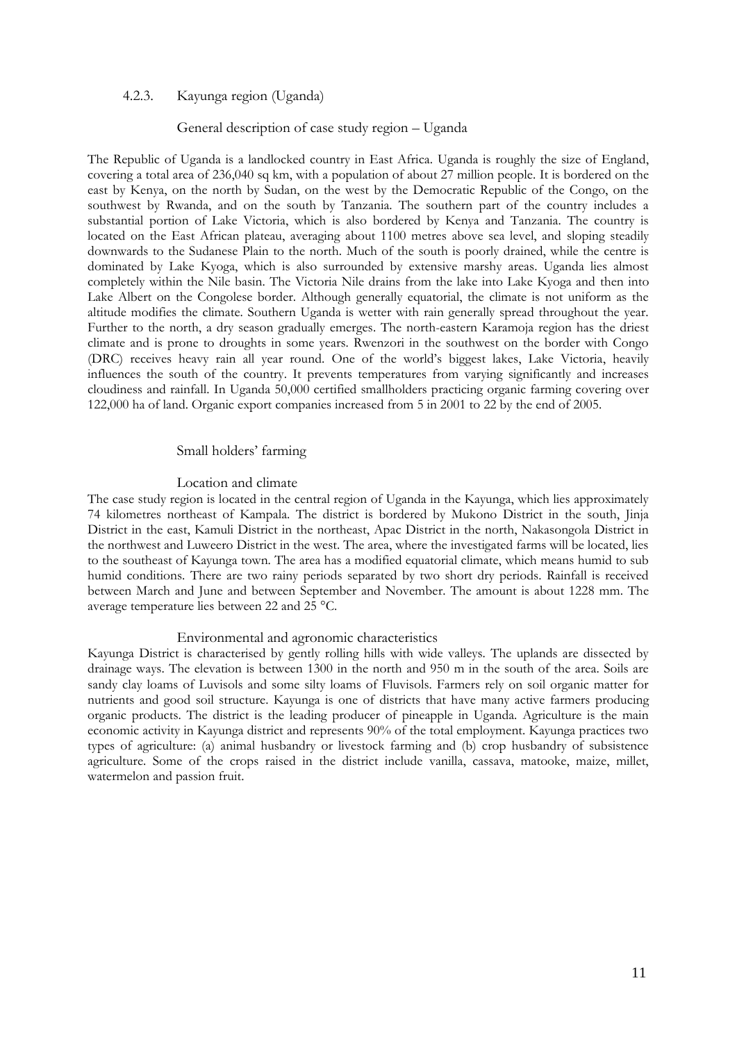### 4.2.3. Kayunga region (Uganda)

#### General description of case study region – Uganda

The Republic of Uganda is a landlocked country in East Africa. Uganda is roughly the size of England, covering a total area of 236,040 sq km, with a population of about 27 million people. It is bordered on the east by Kenya, on the north by Sudan, on the west by the Democratic Republic of the Congo, on the southwest by Rwanda, and on the south by Tanzania. The southern part of the country includes a substantial portion of Lake Victoria, which is also bordered by Kenya and Tanzania. The country is located on the East African plateau, averaging about 1100 metres above sea level, and sloping steadily downwards to the Sudanese Plain to the north. Much of the south is poorly drained, while the centre is dominated by Lake Kyoga, which is also surrounded by extensive marshy areas. Uganda lies almost completely within the Nile basin. The Victoria Nile drains from the lake into Lake Kyoga and then into Lake Albert on the Congolese border. Although generally equatorial, the climate is not uniform as the altitude modifies the climate. Southern Uganda is wetter with rain generally spread throughout the year. Further to the north, a dry season gradually emerges. The north-eastern Karamoja region has the driest climate and is prone to droughts in some years. Rwenzori in the southwest on the border with Congo (DRC) receives heavy rain all year round. One of the world's biggest lakes, Lake Victoria, heavily influences the south of the country. It prevents temperatures from varying significantly and increases cloudiness and rainfall. In Uganda 50,000 certified smallholders practicing organic farming covering over 122,000 ha of land. Organic export companies increased from 5 in 2001 to 22 by the end of 2005.

#### Small holders' farming

##### Location and climate

The case study region is located in the central region of Uganda in the Kayunga, which lies approximately 74 kilometres northeast of Kampala. The district is bordered by Mukono District in the south, Jinja District in the east, Kamuli District in the northeast, Apac District in the north, Nakasongola District in the northwest and Luweero District in the west. The area, where the investigated farms will be located, lies to the southeast of Kayunga town. The area has a modified equatorial climate, which means humid to sub humid conditions. There are two rainy periods separated by two short dry periods. Rainfall is received between March and June and between September and November. The amount is about 1228 mm. The average temperature lies between 22 and 25 °C.

##### Environmental and agronomic characteristics

Kayunga District is characterised by gently rolling hills with wide valleys. The uplands are dissected by drainage ways. The elevation is between 1300 in the north and 950 m in the south of the area. Soils are sandy clay loams of Luvisols and some silty loams of Fluvisols. Farmers rely on soil organic matter for nutrients and good soil structure. Kayunga is one of districts that have many active farmers producing organic products. The district is the leading producer of pineapple in Uganda. Agriculture is the main economic activity in Kayunga district and represents 90% of the total employment. Kayunga practices two types of agriculture: (a) animal husbandry or livestock farming and (b) crop husbandry of subsistence agriculture. Some of the crops raised in the district include vanilla, cassava, matooke, maize, millet, watermelon and passion fruit.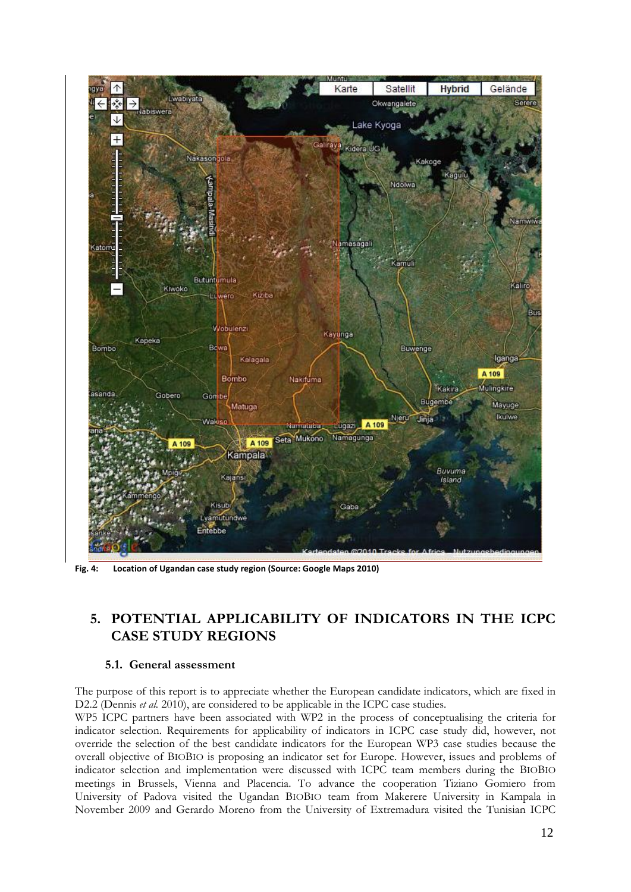Fig. 4: Location of Ugandan case study region (Source: Google Maps 2010)

## 5. POTENTIAL APPLICABILITY OF INDICATORS IN THE ICPC CASE STUDY REGIONS

### 5.1. General assessment

The purpose of this report is to appreciate whether the European candidate indicators, which are fixed in D2.2 (Dennis *et al.* 2010), are considered to be applicable in the ICPC case studies.

WP5 ICPC partners have been associated with WP2 in the process of conceptualising the criteria for indicator selection. Requirements for applicability of indicators in ICPC case study did, however, not override the selection of the best candidate indicators for the European WP3 case studies because the overall objective of BIOBIO is proposing an indicator set for Europe. However, issues and problems of indicator selection and implementation were discussed with ICPC team members during the BIOBIO meetings in Brussels, Vienna and Placencia. To advance the cooperation Tiziano Gomiero from University of Padova visited the Ugandan BIOBIO team from Makerere University in Kampala in November 2009 and Gerardo Moreno from the University of Extremadura visited the Tunisian ICPC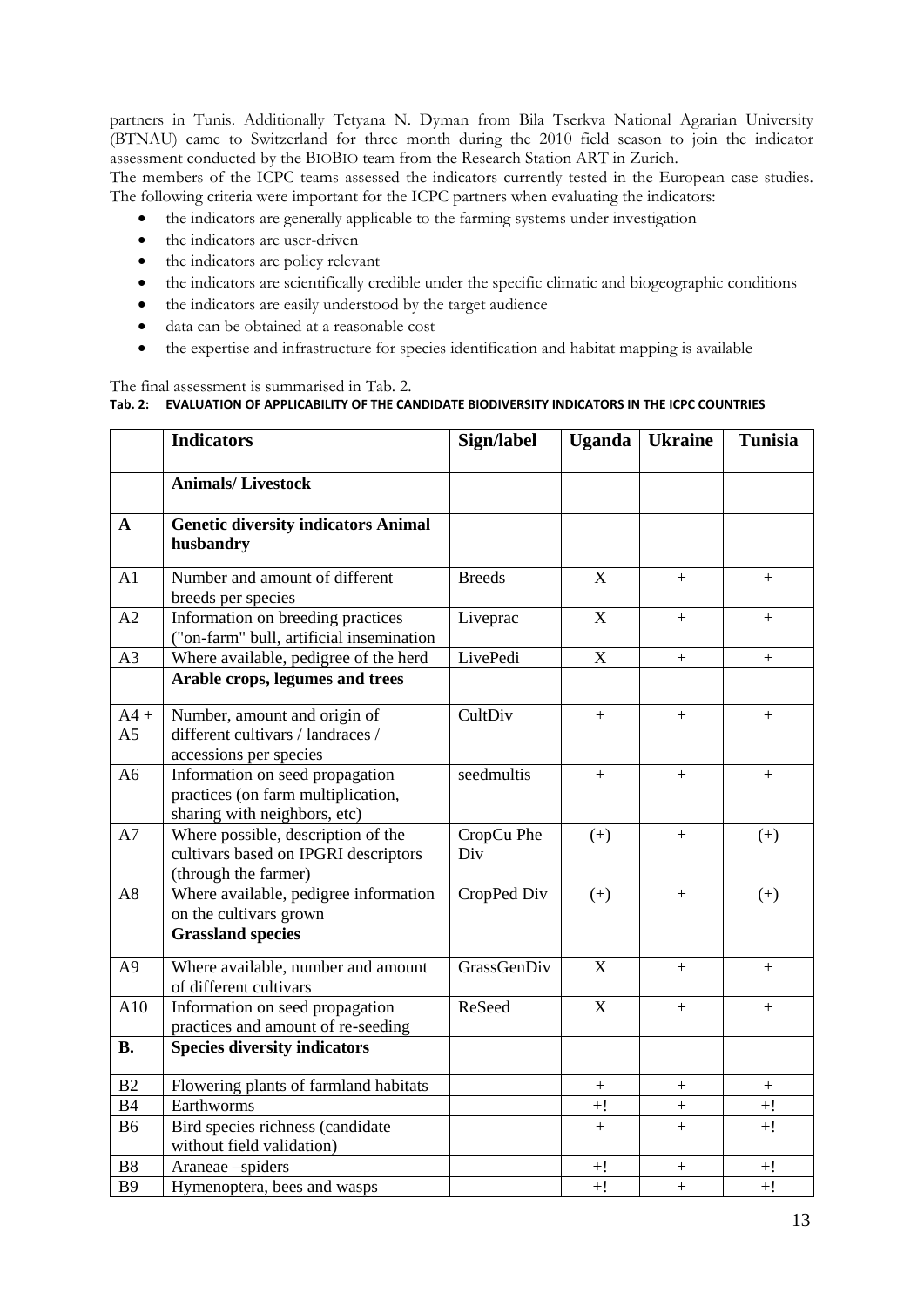partners in Tunis. Additionally Tetyana N. Dyman from Bila Tserkva National Agrarian University (BTNAU) came to Switzerland for three month during the 2010 field season to join the indicator assessment conducted by the BIOBIO team from the Research Station ART in Zurich.

The members of the ICPC teams assessed the indicators currently tested in the European case studies. The following criteria were important for the ICPC partners when evaluating the indicators:

- the indicators are generally applicable to the farming systems under investigation
- the indicators are user-driven
- the indicators are policy relevant
- the indicators are scientifically credible under the specific climatic and biogeographic conditions
- the indicators are easily understood by the target audience
- data can be obtained at a reasonable cost
- the expertise and infrastructure for species identification and habitat mapping is available

The final assessment is summarised in Tab. 2.

**Tab. 2: EVALUATION OF APPLICABILITY OF THE CANDIDATE BIODIVERSITY INDICATORS IN THE ICPC COUNTRIES**

| | Indicators | Sign/label | Uganda | Ukraine | Tunisia |
|---|---|---|---|---|---|
| | **Animals/ Livestock** | | | | |
| **A** | **Genetic diversity indicators Animal husbandry** | | | | |
| A1 | Number and amount of different breeds per species | Breeds | X | + | + |
| A2 | Information on breeding practices ("on-farm" bull, artificial insemination | Liveprac | X | + | + |
| A3 | Where available, pedigree of the herd | LivePedi | X | + | + |
| | **Arable crops, legumes and trees** | | | | |
| A4 + A5 | Number, amount and origin of different cultivars / landraces / accessions per species | CultDiv | + | + | + |
| A6 | Information on seed propagation practices (on farm multiplication, sharing with neighbors, etc) | seedmultis | + | + | + |
| A7 | Where possible, description of the cultivars based on IPGRI descriptors (through the farmer) | CropCu Phe Div | (+) | + | (+) |
| A8 | Where available, pedigree information on the cultivars grown | CropPed Div | (+) | + | (+) |
| | **Grassland species** | | | | |
| A9 | Where available, number and amount of different cultivars | GrassGenDiv | X | + | + |
| A10 | Information on seed propagation practices and amount of re-seeding | ReSeed | X | + | + |
| **B.** | **Species diversity indicators** | | | | |
| B2 | Flowering plants of farmland habitats | | + | + | + |
| B4 | Earthworms | | +! | + | +! |
| B6 | Bird species richness (candidate without field validation) | | + | + | +! |
| B8 | Araneae –spiders | | +! | + | +! |
| B9 | Hymenoptera, bees and wasps | | +! | + | +! |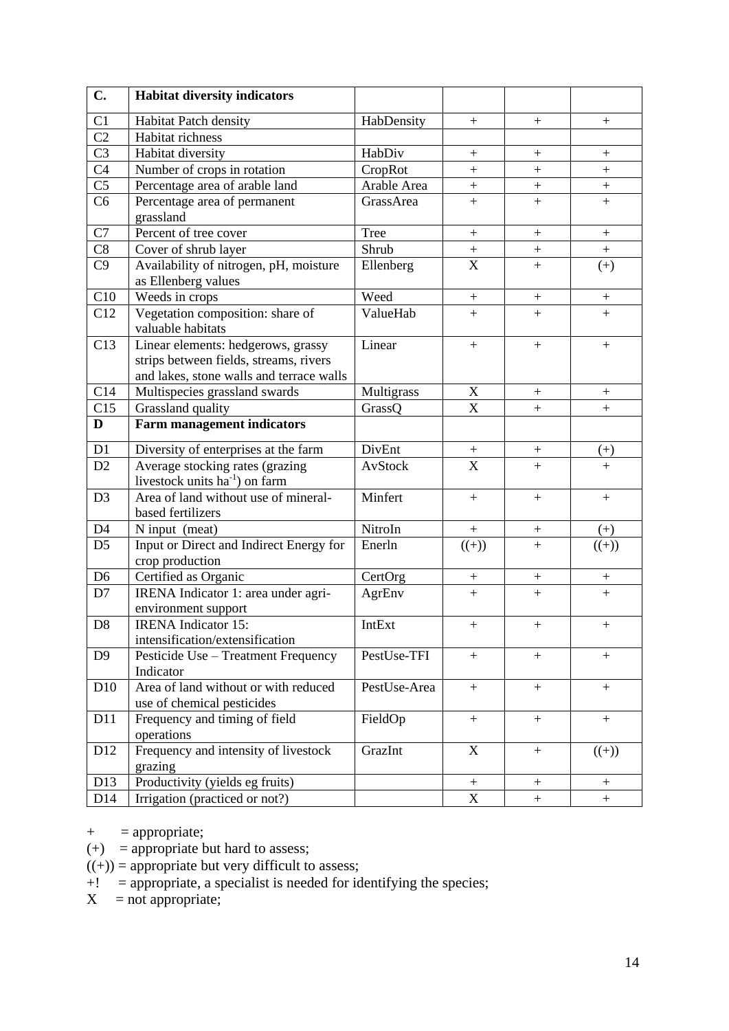| C. | **Habitat diversity indicators** | | | | |
|---|---|---|---|---|---|
| C1 | Habitat Patch density | HabDensity | + | + | + |
| C2 | Habitat richness | | | | |
| C3 | Habitat diversity | HabDiv | + | + | + |
| C4 | Number of crops in rotation | CropRot | + | + | + |
| C5 | Percentage area of arable land | Arable Area | + | + | + |
| C6 | Percentage area of permanent grassland | GrassArea | + | + | + |
| C7 | Percent of tree cover | Tree | + | + | + |
| C8 | Cover of shrub layer | Shrub | + | + | + |
| C9 | Availability of nitrogen, pH, moisture as Ellenberg values | Ellenberg | X | + | (+) |
| C10 | Weeds in crops | Weed | + | + | + |
| C12 | Vegetation composition: share of valuable habitats | ValueHab | + | + | + |
| C13 | Linear elements: hedgerows, grassy strips between fields, streams, rivers and lakes, stone walls and terrace walls | Linear | + | + | + |
| C14 | Multispecies grassland swards | Multigrass | X | + | + |
| C15 | Grassland quality | GrassQ | X | + | + |
| **D** | **Farm management indicators** | | | | |
| D1 | Diversity of enterprises at the farm | DivEnt | + | + | (+) |
| D2 | Average stocking rates (grazing livestock units $ha^{-1}$) on farm | AvStock | X | + | + |
| D3 | Area of land without use of mineral-based fertilizers | Minfert | + | + | + |
| D4 | N input (meat) | NitroIn | + | + | (+) |
| D5 | Input or Direct and Indirect Energy for crop production | Enerln | ((+)) | + | ((+)) |
| D6 | Certified as Organic | CertOrg | + | + | + |
| D7 | IRENA Indicator 1: area under agri-environment support | AgrEnv | + | + | + |
| D8 | IRENA Indicator 15: intensification/extensification | IntExt | + | + | + |
| D9 | Pesticide Use – Treatment Frequency Indicator | PestUse-TFI | + | + | + |
| D10 | Area of land without or with reduced use of chemical pesticides | PestUse-Area | + | + | + |
| D11 | Frequency and timing of field operations | FieldOp | + | + | + |
| D12 | Frequency and intensity of livestock grazing | GrazInt | X | + | ((+)) |
| D13 | Productivity (yields eg fruits) | | + | + | + |
| D14 | Irrigation (practiced or not?) | | X | + | + |

\+ = appropriate;
(+) = appropriate but hard to assess;
((+)) = appropriate but very difficult to assess;
+! = appropriate, a specialist is needed for identifying the species;
X = not appropriate;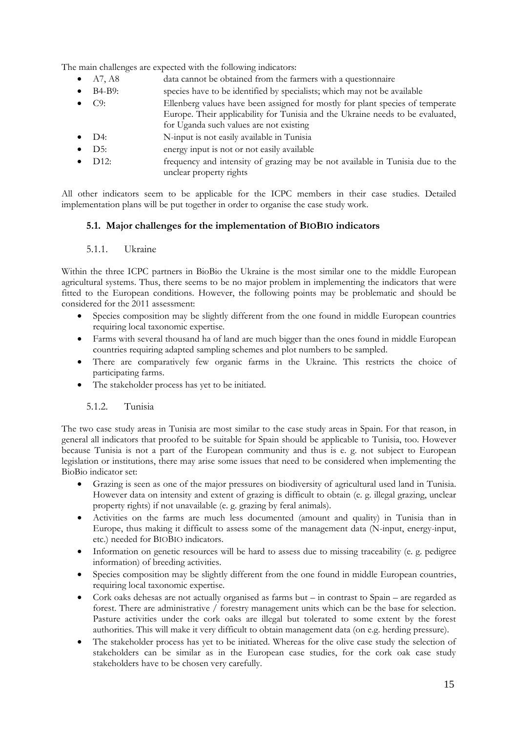The main challenges are expected with the following indicators:

- A7, A8 data cannot be obtained from the farmers with a questionnaire
- B4-B9: species have to be identified by specialists; which may not be available
- C9: Ellenberg values have been assigned for mostly for plant species of temperate Europe. Their applicability for Tunisia and the Ukraine needs to be evaluated, for Uganda such values are not existing
- D4: N-input is not easily available in Tunisia
- D5: energy input is not or not easily available
- D12: frequency and intensity of grazing may be not available in Tunisia due to the unclear property rights

All other indicators seem to be applicable for the ICPC members in their case studies. Detailed implementation plans will be put together in order to organise the case study work.

### 5.1. Major challenges for the implementation of BIOBIO indicators

#### 5.1.1. Ukraine

Within the three ICPC partners in BioBio the Ukraine is the most similar one to the middle European agricultural systems. Thus, there seems to be no major problem in implementing the indicators that were fitted to the European conditions. However, the following points may be problematic and should be considered for the 2011 assessment:

- Species composition may be slightly different from the one found in middle European countries requiring local taxonomic expertise.
- Farms with several thousand ha of land are much bigger than the ones found in middle European countries requiring adapted sampling schemes and plot numbers to be sampled.
- There are comparatively few organic farms in the Ukraine. This restricts the choice of participating farms.
- The stakeholder process has yet to be initiated.

#### 5.1.2. Tunisia

The two case study areas in Tunisia are most similar to the case study areas in Spain. For that reason, in general all indicators that proofed to be suitable for Spain should be applicable to Tunisia, too. However because Tunisia is not a part of the European community and thus is e. g. not subject to European legislation or institutions, there may arise some issues that need to be considered when implementing the BioBio indicator set:

- Grazing is seen as one of the major pressures on biodiversity of agricultural used land in Tunisia. However data on intensity and extent of grazing is difficult to obtain (e. g. illegal grazing, unclear property rights) if not unavailable (e. g. grazing by feral animals).
- Activities on the farms are much less documented (amount and quality) in Tunisia than in Europe, thus making it difficult to assess some of the management data (N-input, energy-input, etc.) needed for BIOBIO indicators.
- Information on genetic resources will be hard to assess due to missing traceability (e. g. pedigree information) of breeding activities.
- Species composition may be slightly different from the one found in middle European countries, requiring local taxonomic expertise.
- Cork oaks dehesas are not actually organised as farms but – in contrast to Spain – are regarded as forest. There are administrative / forestry management units which can be the base for selection. Pasture activities under the cork oaks are illegal but tolerated to some extent by the forest authorities. This will make it very difficult to obtain management data (on e.g. herding pressure).
- The stakeholder process has yet to be initiated. Whereas for the olive case study the selection of stakeholders can be similar as in the European case studies, for the cork oak case study stakeholders have to be chosen very carefully.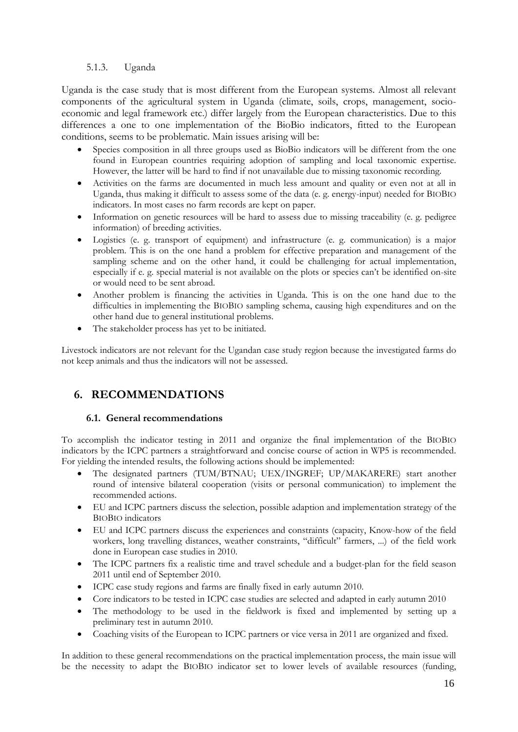#### 5.1.3. Uganda

Uganda is the case study that is most different from the European systems. Almost all relevant components of the agricultural system in Uganda (climate, soils, crops, management, socio-economic and legal framework etc.) differ largely from the European characteristics. Due to this differences a one to one implementation of the BioBio indicators, fitted to the European conditions, seems to be problematic. Main issues arising will be:

- Species composition in all three groups used as BioBio indicators will be different from the one found in European countries requiring adoption of sampling and local taxonomic expertise. However, the latter will be hard to find if not unavailable due to missing taxonomic recording.
- Activities on the farms are documented in much less amount and quality or even not at all in Uganda, thus making it difficult to assess some of the data (e. g. energy-input) needed for BIOBIO indicators. In most cases no farm records are kept on paper.
- Information on genetic resources will be hard to assess due to missing traceability (e. g. pedigree information) of breeding activities.
- Logistics (e. g. transport of equipment) and infrastructure (e. g. communication) is a major problem. This is on the one hand a problem for effective preparation and management of the sampling scheme and on the other hand, it could be challenging for actual implementation, especially if e. g. special material is not available on the plots or species can't be identified on-site or would need to be sent abroad.
- Another problem is financing the activities in Uganda. This is on the one hand due to the difficulties in implementing the BIOBIO sampling schema, causing high expenditures and on the other hand due to general institutional problems.
- The stakeholder process has yet to be initiated.

Livestock indicators are not relevant for the Ugandan case study region because the investigated farms do not keep animals and thus the indicators will not be assessed.

## 6. RECOMMENDATIONS

### 6.1. General recommendations

To accomplish the indicator testing in 2011 and organize the final implementation of the BIOBIO indicators by the ICPC partners a straightforward and concise course of action in WP5 is recommended. For yielding the intended results, the following actions should be implemented:

- The designated partners (TUM/BTNAU; UEX/INGREF; UP/MAKARERE) start another round of intensive bilateral cooperation (visits or personal communication) to implement the recommended actions.
- EU and ICPC partners discuss the selection, possible adaption and implementation strategy of the BIOBIO indicators
- EU and ICPC partners discuss the experiences and constraints (capacity, Know-how of the field workers, long travelling distances, weather constraints, "difficult" farmers, ...) of the field work done in European case studies in 2010.
- The ICPC partners fix a realistic time and travel schedule and a budget-plan for the field season 2011 until end of September 2010.
- ICPC case study regions and farms are finally fixed in early autumn 2010.
- Core indicators to be tested in ICPC case studies are selected and adapted in early autumn 2010
- The methodology to be used in the fieldwork is fixed and implemented by setting up a preliminary test in autumn 2010.
- Coaching visits of the European to ICPC partners or vice versa in 2011 are organized and fixed.

In addition to these general recommendations on the practical implementation process, the main issue will be the necessity to adapt the BIOBIO indicator set to lower levels of available resources (funding,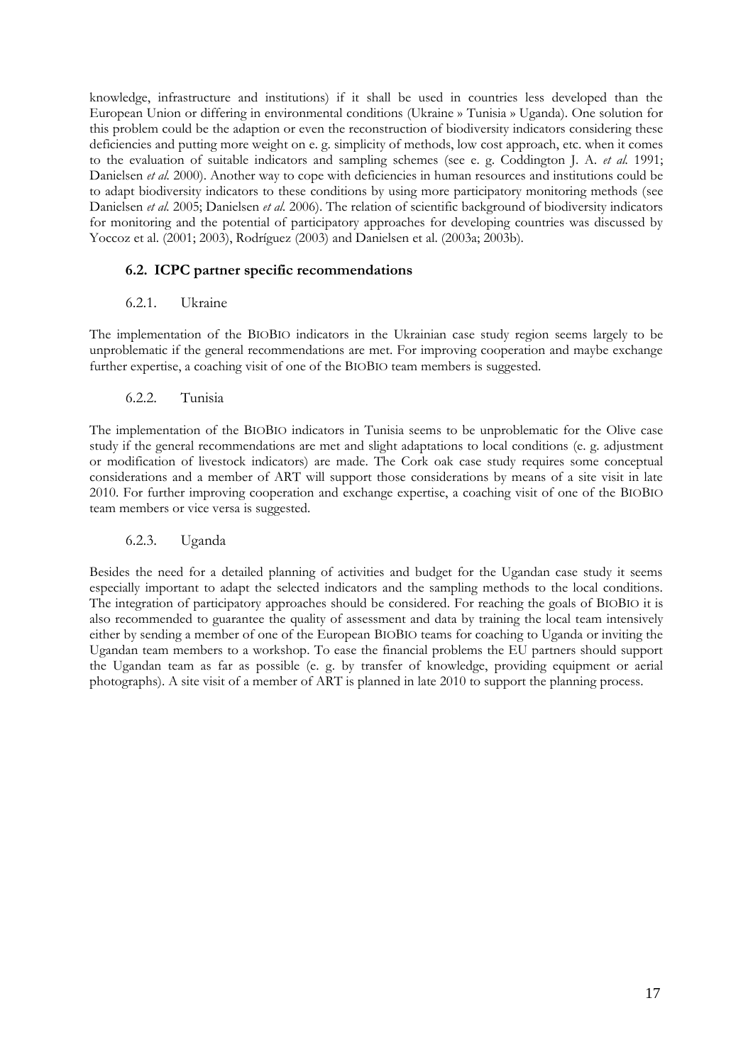knowledge, infrastructure and institutions) if it shall be used in countries less developed than the European Union or differing in environmental conditions (Ukraine » Tunisia » Uganda). One solution for this problem could be the adaption or even the reconstruction of biodiversity indicators considering these deficiencies and putting more weight on e. g. simplicity of methods, low cost approach, etc. when it comes to the evaluation of suitable indicators and sampling schemes (see e. g. Coddington J. A. *et al.* 1991; Danielsen *et al.* 2000). Another way to cope with deficiencies in human resources and institutions could be to adapt biodiversity indicators to these conditions by using more participatory monitoring methods (see Danielsen *et al.* 2005; Danielsen *et al.* 2006). The relation of scientific background of biodiversity indicators for monitoring and the potential of participatory approaches for developing countries was discussed by Yoccoz et al. (2001; 2003), Rodríguez (2003) and Danielsen et al. (2003a; 2003b).

## 6.2. ICPC partner specific recommendations

### 6.2.1. Ukraine

The implementation of the BIOBIO indicators in the Ukrainian case study region seems largely to be unproblematic if the general recommendations are met. For improving cooperation and maybe exchange further expertise, a coaching visit of one of the BIOBIO team members is suggested.

### 6.2.2. Tunisia

The implementation of the BIOBIO indicators in Tunisia seems to be unproblematic for the Olive case study if the general recommendations are met and slight adaptations to local conditions (e. g. adjustment or modification of livestock indicators) are made. The Cork oak case study requires some conceptual considerations and a member of ART will support those considerations by means of a site visit in late 2010. For further improving cooperation and exchange expertise, a coaching visit of one of the BIOBIO team members or vice versa is suggested.

### 6.2.3. Uganda

Besides the need for a detailed planning of activities and budget for the Ugandan case study it seems especially important to adapt the selected indicators and the sampling methods to the local conditions. The integration of participatory approaches should be considered. For reaching the goals of BIOBIO it is also recommended to guarantee the quality of assessment and data by training the local team intensively either by sending a member of one of the European BIOBIO teams for coaching to Uganda or inviting the Ugandan team members to a workshop. To ease the financial problems the EU partners should support the Ugandan team as far as possible (e. g. by transfer of knowledge, providing equipment or aerial photographs). A site visit of a member of ART is planned in late 2010 to support the planning process.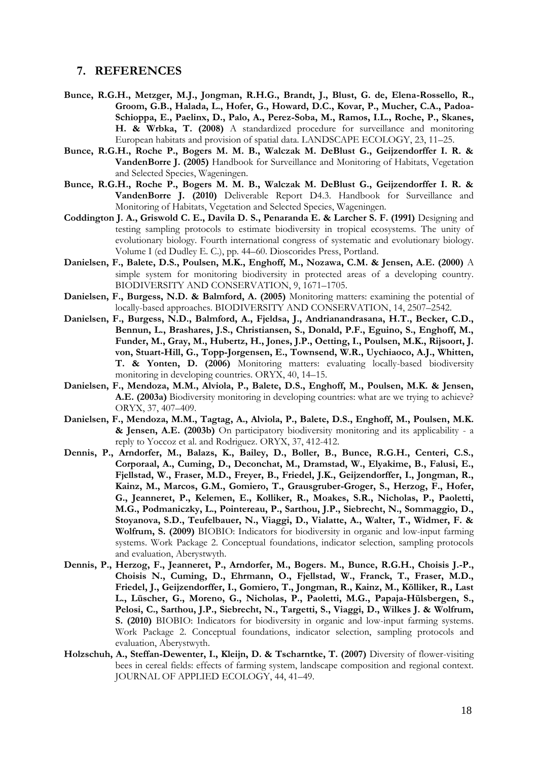## 7. REFERENCES

**Bunce, R.G.H., Metzger, M.J., Jongman, R.H.G., Brandt, J., Blust, G. de, Elena-Rossello, R., Groom, G.B., Halada, L., Hofer, G., Howard, D.C., Kovar, P., Mucher, C.A., Padoa-Schioppa, E., Paelinx, D., Palo, A., Perez-Soba, M., Ramos, I.L., Roche, P., Skanes, H. & Wrbka, T. (2008)** A standardized procedure for surveillance and monitoring European habitats and provision of spatial data. LANDSCAPE ECOLOGY, 23, 11–25.

**Bunce, R.G.H., Roche P., Bogers M. M. B., Walczak M. DeBlust G., Geijzendorffer I. R. & VandenBorre J. (2005)** Handbook for Surveillance and Monitoring of Habitats, Vegetation and Selected Species, Wageningen.

**Bunce, R.G.H., Roche P., Bogers M. M. B., Walczak M. DeBlust G., Geijzendorffer I. R. & VandenBorre J. (2010)** Deliverable Report D4.3. Handbook for Surveillance and Monitoring of Habitats, Vegetation and Selected Species, Wageningen.

**Coddington J. A., Griswold C. E., Davila D. S., Penaranda E. & Larcher S. F. (1991)** Designing and testing sampling protocols to estimate biodiversity in tropical ecosystems. The unity of evolutionary biology. Fourth international congress of systematic and evolutionary biology. Volume I (ed Dudley E. C.), pp. 44–60. Dioscorides Press, Portland.

**Danielsen, F., Balete, D.S., Poulsen, M.K., Enghoff, M., Nozawa, C.M. & Jensen, A.E. (2000)** A simple system for monitoring biodiversity in protected areas of a developing country. BIODIVERSITY AND CONSERVATION, 9, 1671–1705.

**Danielsen, F., Burgess, N.D. & Balmford, A. (2005)** Monitoring matters: examining the potential of locally-based approaches. BIODIVERSITY AND CONSERVATION, 14, 2507–2542.

**Danielsen, F., Burgess, N.D., Balmford, A., Fjeldsa, J., Andrianandrasana, H.T., Becker, C.D., Bennun, L., Brashares, J.S., Christiansen, S., Donald, P.F., Eguino, S., Enghoff, M., Funder, M., Gray, M., Hubertz, H., Jones, J.P., Oetting, I., Poulsen, M.K., Rijsoort, J. von, Stuart-Hill, G., Topp-Jorgensen, E., Townsend, W.R., Uychiaoco, A.J., Whitten, T. & Yonten, D. (2006)** Monitoring matters: evaluating locally-based biodiversity monitoring in developing countries. ORYX, 40, 14–15.

**Danielsen, F., Mendoza, M.M., Alviola, P., Balete, D.S., Enghoff, M., Poulsen, M.K. & Jensen, A.E. (2003a)** Biodiversity monitoring in developing countries: what are we trying to achieve? ORYX, 37, 407–409.

**Danielsen, F., Mendoza, M.M., Tagtag, A., Alviola, P., Balete, D.S., Enghoff, M., Poulsen, M.K. & Jensen, A.E. (2003b)** On participatory biodiversity monitoring and its applicability - a reply to Yoccoz et al. and Rodriguez. ORYX, 37, 412-412.

**Dennis, P., Arndorfer, M., Balazs, K., Bailey, D., Boller, B., Bunce, R.G.H., Centeri, C.S., Corporaal, A., Cuming, D., Deconchat, M., Dramstad, W., Elyakime, B., Falusi, E., Fjellstad, W., Fraser, M.D., Freyer, B., Friedel, J.K., Geijzendorffer, I., Jongman, R., Kainz, M., Marcos, G.M., Gomiero, T., Grausgruber-Groger, S., Herzog, F., Hofer, G., Jeanneret, P., Kelemen, E., Kolliker, R., Moakes, S.R., Nicholas, P., Paoletti, M.G., Podmaniczky, L., Pointereau, P., Sarthou, J.P., Siebrecht, N., Sommaggio, D., Stoyanova, S.D., Teufelbauer, N., Viaggi, D., Vialatte, A., Walter, T., Widmer, F. & Wolfrum, S. (2009)** BIOBIO: Indicators for biodiversity in organic and low-input farming systems. Work Package 2. Conceptual foundations, indicator selection, sampling protocols and evaluation, Aberystwyth.

**Dennis, P., Herzog, F., Jeanneret, P., Arndorfer, M., Bogers. M., Bunce, R.G.H., Choisis J.-P., Choisis N., Cuming, D., Ehrmann, O., Fjellstad, W., Franck, T., Fraser, M.D., Friedel, J., Geijzendorffer, I., Gomiero, T., Jongman, R., Kainz, M., Kölliker, R., Last L., Lüscher, G., Moreno, G., Nicholas, P., Paoletti, M.G., Papaja-Hülsbergen, S., Pelosi, C., Sarthou, J.P., Siebrecht, N., Targetti, S., Viaggi, D., Wilkes J. & Wolfrum, S. (2010)** BIOBIO: Indicators for biodiversity in organic and low-input farming systems. Work Package 2. Conceptual foundations, indicator selection, sampling protocols and evaluation, Aberystwyth.

**Holzschuh, A., Steffan-Dewenter, I., Kleijn, D. & Tscharntke, T. (2007)** Diversity of flower-visiting bees in cereal fields: effects of farming system, landscape composition and regional context. JOURNAL OF APPLIED ECOLOGY, 44, 41–49.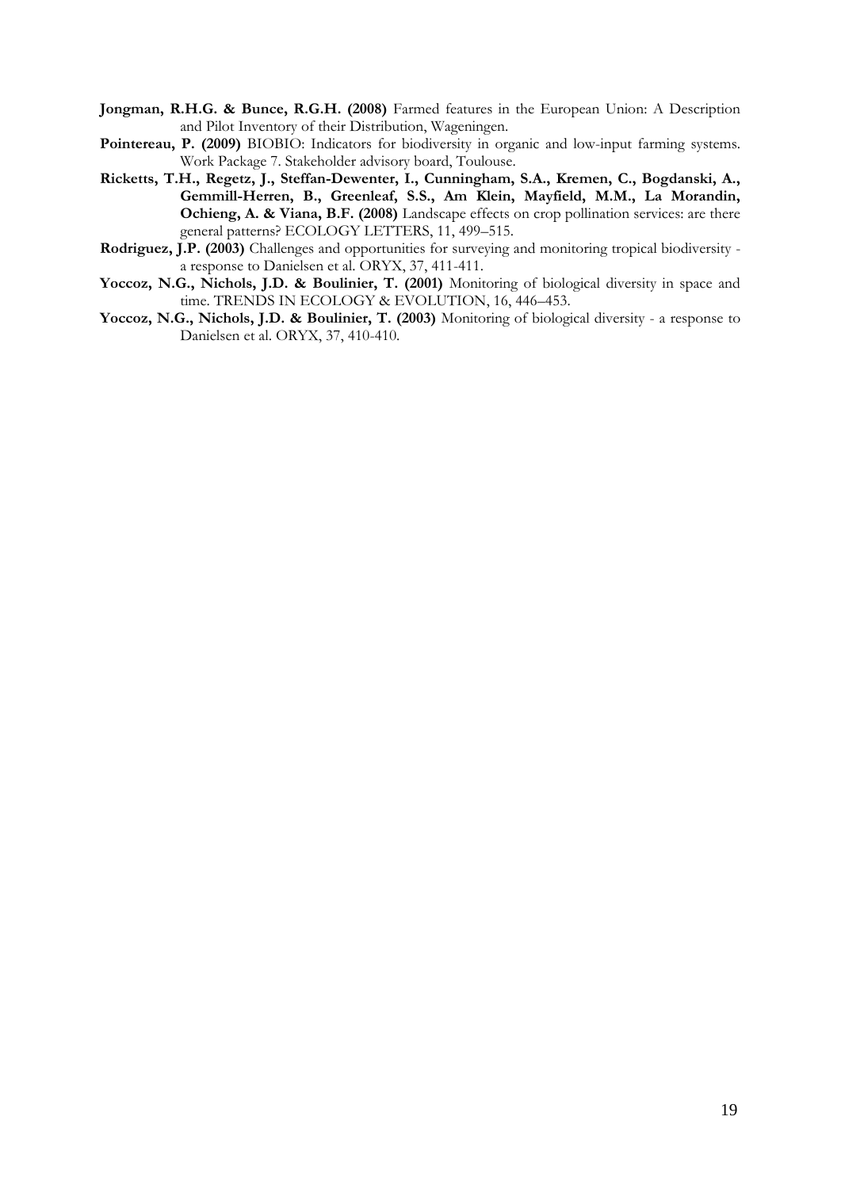**Jongman, R.H.G. & Bunce, R.G.H. (2008)** Farmed features in the European Union: A Description and Pilot Inventory of their Distribution, Wageningen.

**Pointereau, P. (2009)** BIOBIO: Indicators for biodiversity in organic and low-input farming systems. Work Package 7. Stakeholder advisory board, Toulouse.

**Ricketts, T.H., Regetz, J., Steffan-Dewenter, I., Cunningham, S.A., Kremen, C., Bogdanski, A., Gemmill-Herren, B., Greenleaf, S.S., Am Klein, Mayfield, M.M., La Morandin, Ochieng, A. & Viana, B.F. (2008)** Landscape effects on crop pollination services: are there general patterns? ECOLOGY LETTERS, 11, 499–515.

**Rodriguez, J.P. (2003)** Challenges and opportunities for surveying and monitoring tropical biodiversity - a response to Danielsen et al. ORYX, 37, 411-411.

**Yoccoz, N.G., Nichols, J.D. & Boulinier, T. (2001)** Monitoring of biological diversity in space and time. TRENDS IN ECOLOGY & EVOLUTION, 16, 446–453.

**Yoccoz, N.G., Nichols, J.D. & Boulinier, T. (2003)** Monitoring of biological diversity - a response to Danielsen et al. ORYX, 37, 410-410.